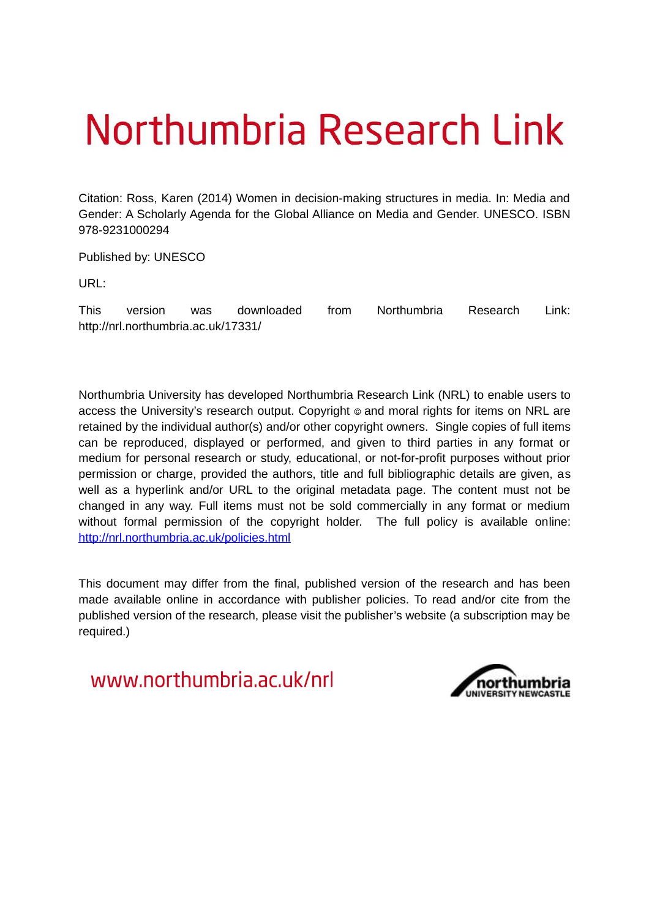# Northumbria Research Link

Citation: Ross, Karen (2014) Women in decision-making structures in media. In: Media and Gender: A Scholarly Agenda for the Global Alliance on Media and Gender. UNESCO. ISBN 978-9231000294

Published by: UNESCO

URL:

This version was downloaded from Northumbria Research Link: http://nrl.northumbria.ac.uk/17331/

Northumbria University has developed Northumbria Research Link (NRL) to enable users to access the University's research output. Copyright © and moral rights for items on NRL are retained by the individual author(s) and/or other copyright owners. Single copies of full items can be reproduced, displayed or performed, and given to third parties in any format or medium for personal research or study, educational, or not-for-profit purposes without prior permission or charge, provided the authors, title and full bibliographic details are given, as well as a hyperlink and/or URL to the original metadata page. The content must not be changed in any way. Full items must not be sold commercially in any format or medium without formal permission of the copyright holder. The full policy is available online: http://nrl.northumbria.ac.uk/policies.html

This document may differ from the final, published version of the research and has been made available online in accordance with publisher policies. To read and/or cite from the published version of the research, please visit the publisher's website (a subscription may be required.)

www.northumbria.ac.uk/nrl

northumbria UNIVERSITY NEWCASTLE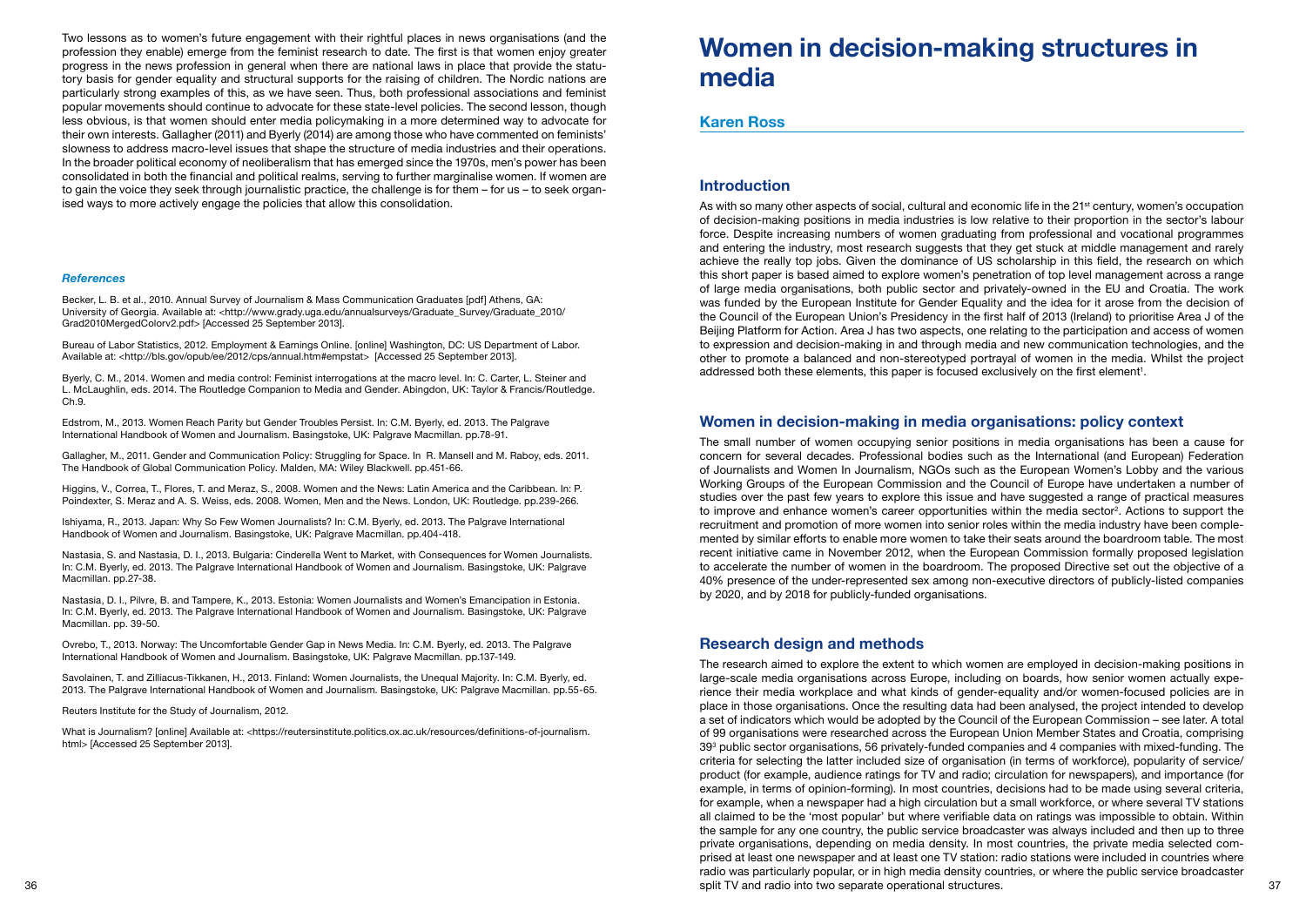Two lessons as to women's future engagement with their rightful places in news organisations (and the profession they enable) emerge from the feminist research to date. The first is that women enjoy greater progress in the news profession in general when there are national laws in place that provide the statutory basis for gender equality and structural supports for the raising of children. The Nordic nations are particularly strong examples of this, as we have seen. Thus, both professional associations and feminist popular movements should continue to advocate for these state-level policies. The second lesson, though less obvious, is that women should enter media policymaking in a more determined way to advocate for their own interests. Gallagher (2011) and Byerly (2014) are among those who have commented on feminists' slowness to address macro-level issues that shape the structure of media industries and their operations. In the broader political economy of neoliberalism that has emerged since the 1970s, men's power has been consolidated in both the financial and political realms, serving to further marginalise women. If women are to gain the voice they seek through journalistic practice, the challenge is for them – for us – to seek organised ways to more actively engage the policies that allow this consolidation.

### *References*

Becker, L. B. et al., 2010. Annual Survey of Journalism & Mass Communication Graduates [pdf] Athens, GA: University of Georgia. Available at: <http://www.grady.uga.edu/annualsurveys/Graduate_Survey/Graduate_2010/Grad2010MergedColorv2.pdf> [Accessed 25 September 2013].

Bureau of Labor Statistics, 2012. Employment & Earnings Online. [online] Washington, DC: US Department of Labor. Available at: <http://bls.gov/opub/ee/2012/cps/annual.htm#empstat> [Accessed 25 September 2013].

Byerly, C. M., 2014. Women and media control: Feminist interrogations at the macro level. In: C. Carter, L. Steiner and L. McLaughlin, eds. 2014. The Routledge Companion to Media and Gender. Abingdon, UK: Taylor & Francis/Routledge. Ch.9.

Edstrom, M., 2013. Women Reach Parity but Gender Troubles Persist. In: C.M. Byerly, ed. 2013. The Palgrave International Handbook of Women and Journalism. Basingstoke, UK: Palgrave Macmillan. pp.78-91.

Gallagher, M., 2011. Gender and Communication Policy: Struggling for Space. In R. Mansell and M. Raboy, eds. 2011. The Handbook of Global Communication Policy. Malden, MA: Wiley Blackwell. pp.451-66.

Higgins, V., Correa, T., Flores, T. and Meraz, S., 2008. Women and the News: Latin America and the Caribbean. In: P. Poindexter, S. Meraz and A. S. Weiss, eds. 2008. Women, Men and the News. London, UK: Routledge. pp.239-266.

Ishiyama, R., 2013. Japan: Why So Few Women Journalists? In: C.M. Byerly, ed. 2013. The Palgrave International Handbook of Women and Journalism. Basingstoke, UK: Palgrave Macmillan. pp.404-418.

Nastasia, S. and Nastasia, D. I., 2013. Bulgaria: Cinderella Went to Market, with Consequences for Women Journalists. In: C.M. Byerly, ed. 2013. The Palgrave International Handbook of Women and Journalism. Basingstoke, UK: Palgrave Macmillan. pp.27-38.

Nastasia, D. I., Pilvre, B. and Tampere, K., 2013. Estonia: Women Journalists and Women's Emancipation in Estonia. In: C.M. Byerly, ed. 2013. The Palgrave International Handbook of Women and Journalism. Basingstoke, UK: Palgrave Macmillan. pp. 39-50.

Ovrebo, T., 2013. Norway: The Uncomfortable Gender Gap in News Media. In: C.M. Byerly, ed. 2013. The Palgrave International Handbook of Women and Journalism. Basingstoke, UK: Palgrave Macmillan. pp.137-149.

Savolainen, T. and Zilliacus-Tikkanen, H., 2013. Finland: Women Journalists, the Unequal Majority. In: C.M. Byerly, ed. 2013. The Palgrave International Handbook of Women and Journalism. Basingstoke, UK: Palgrave Macmillan. pp.55-65.

Reuters Institute for the Study of Journalism, 2012.

What is Journalism? [online] Available at: <https://reutersinstitute.politics.ox.ac.uk/resources/definitions-of-journalism.html> [Accessed 25 September 2013].

# Women in decision-making structures in media

## Karen Ross

### Introduction

As with so many other aspects of social, cultural and economic life in the 21st century, women's occupation of decision-making positions in media industries is low relative to their proportion in the sector's labour force. Despite increasing numbers of women graduating from professional and vocational programmes and entering the industry, most research suggests that they get stuck at middle management and rarely achieve the really top jobs. Given the dominance of US scholarship in this field, the research on which this short paper is based aimed to explore women's penetration of top level management across a range of large media organisations, both public sector and privately-owned in the EU and Croatia. The work was funded by the European Institute for Gender Equality and the idea for it arose from the decision of the Council of the European Union's Presidency in the first half of 2013 (Ireland) to prioritise Area J of the Beijing Platform for Action. Area J has two aspects, one relating to the participation and access of women to expression and decision-making in and through media and new communication technologies, and the other to promote a balanced and non-stereotyped portrayal of women in the media. Whilst the project addressed both these elements, this paper is focused exclusively on the first element[1].

### Women in decision-making in media organisations: policy context

The small number of women occupying senior positions in media organisations has been a cause for concern for several decades. Professional bodies such as the International (and European) Federation of Journalists and Women In Journalism, NGOs such as the European Women's Lobby and the various Working Groups of the European Commission and the Council of Europe have undertaken a number of studies over the past few years to explore this issue and have suggested a range of practical measures to improve and enhance women's career opportunities within the media sector[2]. Actions to support the recruitment and promotion of more women into senior roles within the media industry have been complemented by similar efforts to enable more women to take their seats around the boardroom table. The most recent initiative came in November 2012, when the European Commission formally proposed legislation to accelerate the number of women in the boardroom. The proposed Directive set out the objective of a 40% presence of the under-represented sex among non-executive directors of publicly-listed companies by 2020, and by 2018 for publicly-funded organisations.

### Research design and methods

The research aimed to explore the extent to which women are employed in decision-making positions in large-scale media organisations across Europe, including on boards, how senior women actually experience their media workplace and what kinds of gender-equality and/or women-focused policies are in place in those organisations. Once the resulting data had been analysed, the project intended to develop a set of indicators which would be adopted by the Council of the European Commission – see later. A total of 99 organisations were researched across the European Union Member States and Croatia, comprising 39[3] public sector organisations, 56 privately-funded companies and 4 companies with mixed-funding. The criteria for selecting the latter included size of organisation (in terms of workforce), popularity of service/product (for example, audience ratings for TV and radio; circulation for newspapers), and importance (for example, in terms of opinion-forming). In most countries, decisions had to be made using several criteria, for example, when a newspaper had a high circulation but a small workforce, or where several TV stations all claimed to be the 'most popular' but where verifiable data on ratings was impossible to obtain. Within the sample for any one country, the public service broadcaster was always included and then up to three private organisations, depending on media density. In most countries, the private media selected comprised at least one newspaper and at least one TV station: radio stations were included in countries where radio was particularly popular, or in high media density countries, or where the public service broadcaster split TV and radio into two separate operational structures.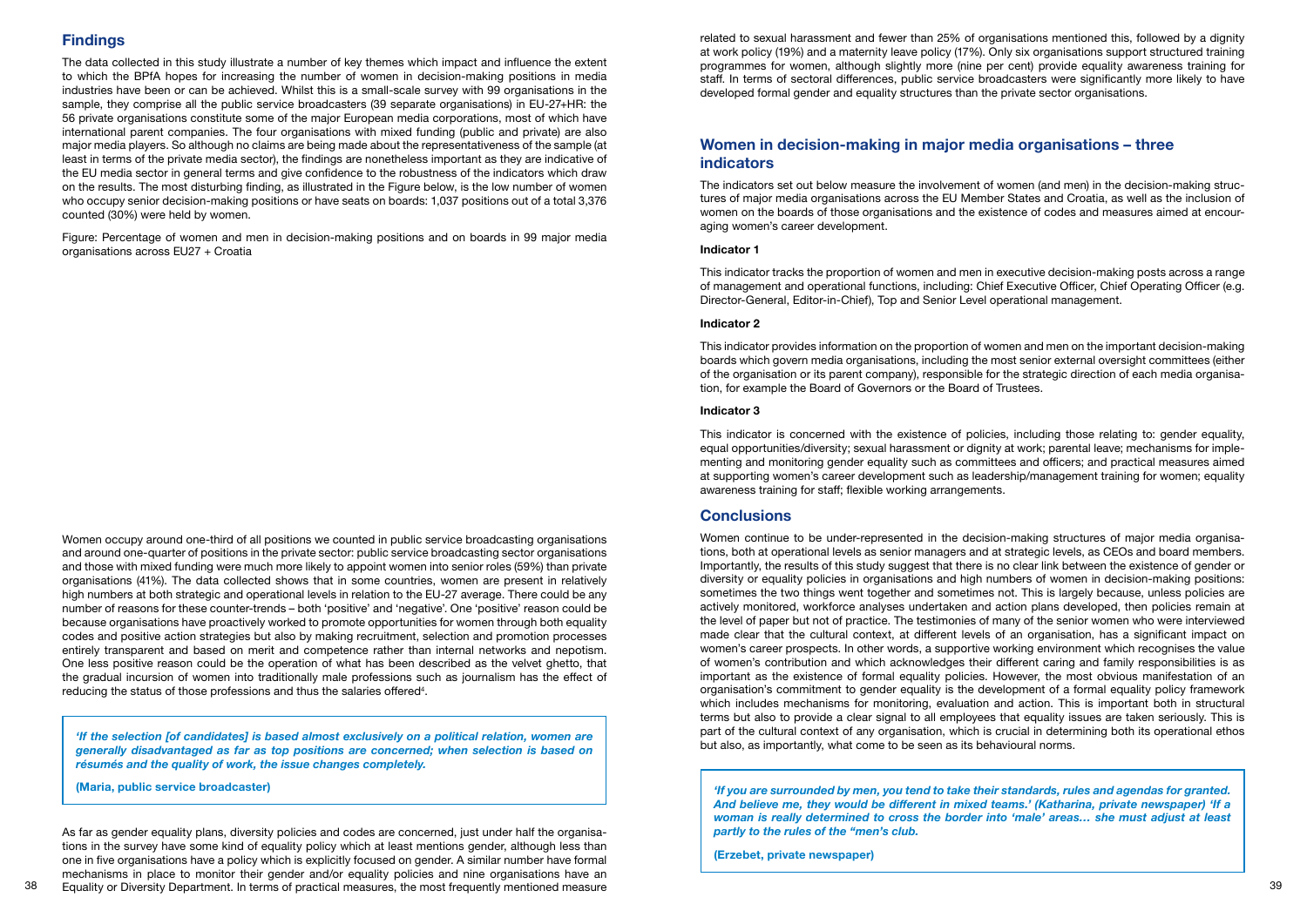## Findings

The data collected in this study illustrate a number of key themes which impact and influence the extent to which the BPfA hopes for increasing the number of women in decision-making positions in media industries have been or can be achieved. Whilst this is a small-scale survey with 99 organisations in the sample, they comprise all the public service broadcasters (39 separate organisations) in EU-27+HR: the 56 private organisations constitute some of the major European media corporations, most of which have international parent companies. The four organisations with mixed funding (public and private) are also major media players. So although no claims are being made about the representativeness of the sample (at least in terms of the private media sector), the findings are nonetheless important as they are indicative of the EU media sector in general terms and give confidence to the robustness of the indicators which draw on the results. The most disturbing finding, as illustrated in the Figure below, is the low number of women who occupy senior decision-making positions or have seats on boards: 1,037 positions out of a total 3,376 counted (30%) were held by women.

Figure: Percentage of women and men in decision-making positions and on boards in 99 major media organisations across EU27 + Croatia

Women occupy around one-third of all positions we counted in public service broadcasting organisations and around one-quarter of positions in the private sector: public service broadcasting sector organisations and those with mixed funding were much more likely to appoint women into senior roles (59%) than private organisations (41%). The data collected shows that in some countries, women are present in relatively high numbers at both strategic and operational levels in relation to the EU-27 average. There could be any number of reasons for these counter-trends – both 'positive' and 'negative'. One 'positive' reason could be because organisations have proactively worked to promote opportunities for women through both equality codes and positive action strategies but also by making recruitment, selection and promotion processes entirely transparent and based on merit and competence rather than internal networks and nepotism. One less positive reason could be the operation of what has been described as the velvet ghetto, that the gradual incursion of women into traditionally male professions such as journalism has the effect of reducing the status of those professions and thus the salaries offered[4].

> ***'If the selection [of candidates] is based almost exclusively on a political relation, women are generally disadvantaged as far as top positions are concerned; when selection is based on résumés and the quality of work, the issue changes completely.***
>
> **(Maria, public service broadcaster)**

As far as gender equality plans, diversity policies and codes are concerned, just under half the organisations in the survey have some kind of equality policy which at least mentions gender, although less than one in five organisations have a policy which is explicitly focused on gender. A similar number have formal mechanisms in place to monitor their gender and/or equality policies and nine organisations have an Equality or Diversity Department. In terms of practical measures, the most frequently mentioned measure related to sexual harassment and fewer than 25% of organisations mentioned this, followed by a dignity at work policy (19%) and a maternity leave policy (17%). Only six organisations support structured training programmes for women, although slightly more (nine per cent) provide equality awareness training for staff. In terms of sectoral differences, public service broadcasters were significantly more likely to have developed formal gender and equality structures than the private sector organisations.

## Women in decision-making in major media organisations – three indicators

The indicators set out below measure the involvement of women (and men) in the decision-making structures of major media organisations across the EU Member States and Croatia, as well as the inclusion of women on the boards of those organisations and the existence of codes and measures aimed at encouraging women's career development.

#### Indicator 1

This indicator tracks the proportion of women and men in executive decision-making posts across a range of management and operational functions, including: Chief Executive Officer, Chief Operating Officer (e.g. Director-General, Editor-in-Chief), Top and Senior Level operational management.

#### Indicator 2

This indicator provides information on the proportion of women and men on the important decision-making boards which govern media organisations, including the most senior external oversight committees (either of the organisation or its parent company), responsible for the strategic direction of each media organisation, for example the Board of Governors or the Board of Trustees.

#### Indicator 3

This indicator is concerned with the existence of policies, including those relating to: gender equality, equal opportunities/diversity; sexual harassment or dignity at work; parental leave; mechanisms for implementing and monitoring gender equality such as committees and officers; and practical measures aimed at supporting women's career development such as leadership/management training for women; equality awareness training for staff; flexible working arrangements.

## Conclusions

Women continue to be under-represented in the decision-making structures of major media organisations, both at operational levels as senior managers and at strategic levels, as CEOs and board members. Importantly, the results of this study suggest that there is no clear link between the existence of gender or diversity or equality policies in organisations and high numbers of women in decision-making positions: sometimes the two things went together and sometimes not. This is largely because, unless policies are actively monitored, workforce analyses undertaken and action plans developed, then policies remain at the level of paper but not of practice. The testimonies of many of the senior women who were interviewed made clear that the cultural context, at different levels of an organisation, has a significant impact on women's career prospects. In other words, a supportive working environment which recognises the value of women's contribution and which acknowledges their different caring and family responsibilities is as important as the existence of formal equality policies. However, the most obvious manifestation of an organisation's commitment to gender equality is the development of a formal equality policy framework which includes mechanisms for monitoring, evaluation and action. This is important both in structural terms but also to provide a clear signal to all employees that equality issues are taken seriously. This is part of the cultural context of any organisation, which is crucial in determining both its operational ethos but also, as importantly, what come to be seen as its behavioural norms.

> ***'If you are surrounded by men, you tend to take their standards, rules and agendas for granted. And believe me, they would be different in mixed teams.' (Katharina, private newspaper) 'If a woman is really determined to cross the border into 'male' areas… she must adjust at least partly to the rules of the "men's club.***
>
> **(Erzebet, private newspaper)**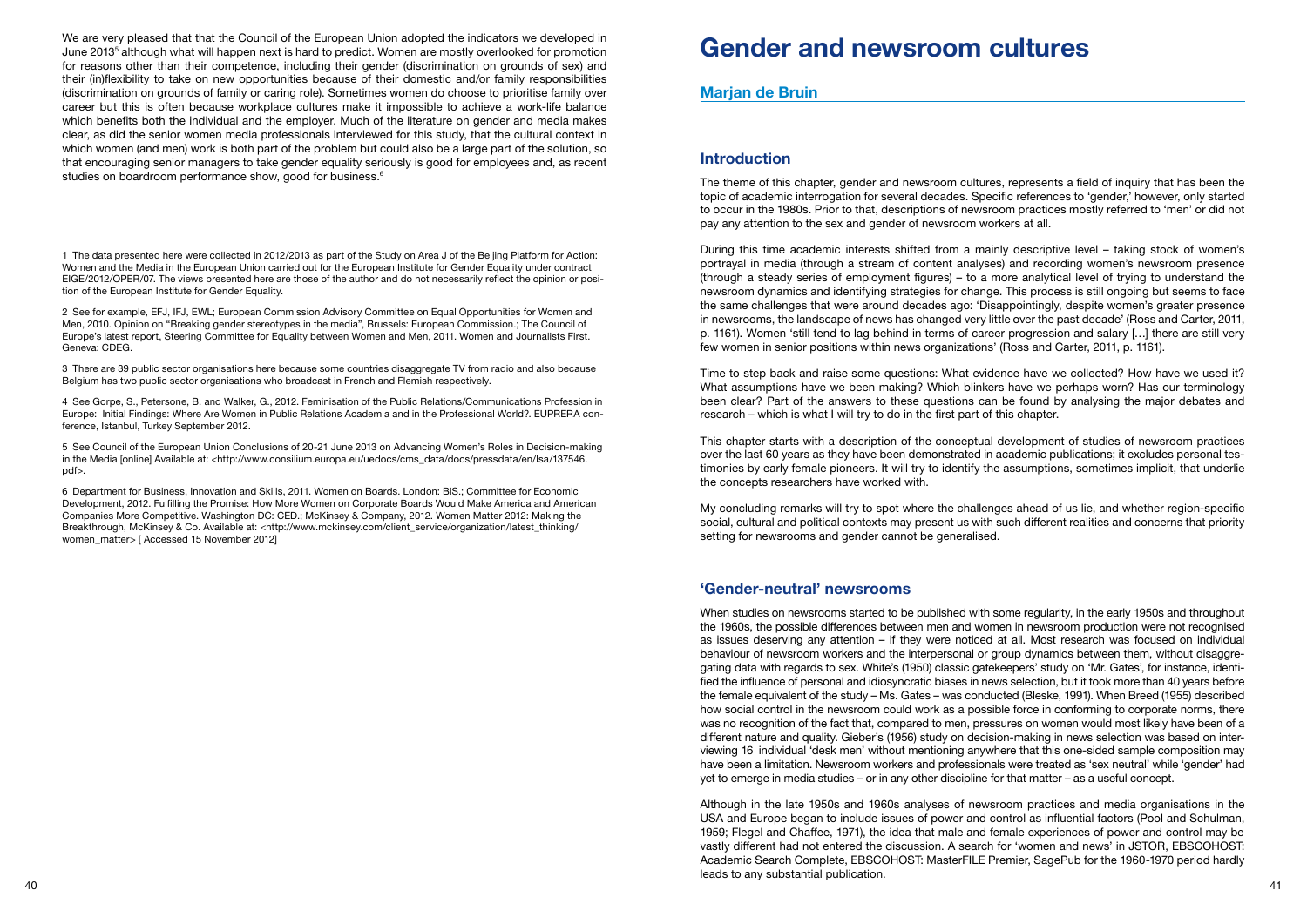We are very pleased that that the Council of the European Union adopted the indicators we developed in June 2013[5] although what will happen next is hard to predict. Women are mostly overlooked for promotion for reasons other than their competence, including their gender (discrimination on grounds of sex) and their (in)flexibility to take on new opportunities because of their domestic and/or family responsibilities (discrimination on grounds of family or caring role). Sometimes women do choose to prioritise family over career but this is often because workplace cultures make it impossible to achieve a work-life balance which benefits both the individual and the employer. Much of the literature on gender and media makes clear, as did the senior women media professionals interviewed for this study, that the cultural context in which women (and men) work is both part of the problem but could also be a large part of the solution, so that encouraging senior managers to take gender equality seriously is good for employees and, as recent studies on boardroom performance show, good for business.[6]

1 The data presented here were collected in 2012/2013 as part of the Study on Area J of the Beijing Platform for Action: Women and the Media in the European Union carried out for the European Institute for Gender Equality under contract EIGE/2012/OPER/07. The views presented here are those of the author and do not necessarily reflect the opinion or position of the European Institute for Gender Equality.

2 See for example, EFJ, IFJ, EWL; European Commission Advisory Committee on Equal Opportunities for Women and Men, 2010. Opinion on "Breaking gender stereotypes in the media", Brussels: European Commission.; The Council of Europe's latest report, Steering Committee for Equality between Women and Men, 2011. Women and Journalists First. Geneva: CDEG.

3 There are 39 public sector organisations here because some countries disaggregate TV from radio and also because Belgium has two public sector organisations who broadcast in French and Flemish respectively.

4 See Gorpe, S., Petersone, B. and Walker, G., 2012. Feminisation of the Public Relations/Communications Profession in Europe: Initial Findings: Where Are Women in Public Relations Academia and in the Professional World?. EUPRERA conference, Istanbul, Turkey September 2012.

5 See Council of the European Union Conclusions of 20-21 June 2013 on Advancing Women's Roles in Decision-making in the Media [online] Available at: <http://www.consilium.europa.eu/uedocs/cms_data/docs/pressdata/en/lsa/137546.pdf>.

6 Department for Business, Innovation and Skills, 2011. Women on Boards. London: BiS.; Committee for Economic Development, 2012. Fulfilling the Promise: How More Women on Corporate Boards Would Make America and American Companies More Competitive. Washington DC: CED.; McKinsey & Company, 2012. Women Matter 2012: Making the Breakthrough, McKinsey & Co. Available at: <http://www.mckinsey.com/client_service/organization/latest_thinking/women_matter> [ Accessed 15 November 2012]

# Gender and newsroom cultures

## Marjan de Bruin

### Introduction

The theme of this chapter, gender and newsroom cultures, represents a field of inquiry that has been the topic of academic interrogation for several decades. Specific references to 'gender,' however, only started to occur in the 1980s. Prior to that, descriptions of newsroom practices mostly referred to 'men' or did not pay any attention to the sex and gender of newsroom workers at all.

During this time academic interests shifted from a mainly descriptive level – taking stock of women's portrayal in media (through a stream of content analyses) and recording women's newsroom presence (through a steady series of employment figures) – to a more analytical level of trying to understand the newsroom dynamics and identifying strategies for change. This process is still ongoing but seems to face the same challenges that were around decades ago: 'Disappointingly, despite women's greater presence in newsrooms, the landscape of news has changed very little over the past decade' (Ross and Carter, 2011, p. 1161). Women 'still tend to lag behind in terms of career progression and salary […] there are still very few women in senior positions within news organizations' (Ross and Carter, 2011, p. 1161).

Time to step back and raise some questions: What evidence have we collected? How have we used it? What assumptions have we been making? Which blinkers have we perhaps worn? Has our terminology been clear? Part of the answers to these questions can be found by analysing the major debates and research – which is what I will try to do in the first part of this chapter.

This chapter starts with a description of the conceptual development of studies of newsroom practices over the last 60 years as they have been demonstrated in academic publications; it excludes personal testimonies by early female pioneers. It will try to identify the assumptions, sometimes implicit, that underlie the concepts researchers have worked with.

My concluding remarks will try to spot where the challenges ahead of us lie, and whether region-specific social, cultural and political contexts may present us with such different realities and concerns that priority setting for newsrooms and gender cannot be generalised.

### 'Gender-neutral' newsrooms

When studies on newsrooms started to be published with some regularity, in the early 1950s and throughout the 1960s, the possible differences between men and women in newsroom production were not recognised as issues deserving any attention – if they were noticed at all. Most research was focused on individual behaviour of newsroom workers and the interpersonal or group dynamics between them, without disaggregating data with regards to sex. White's (1950) classic gatekeepers' study on 'Mr. Gates', for instance, identified the influence of personal and idiosyncratic biases in news selection, but it took more than 40 years before the female equivalent of the study – Ms. Gates – was conducted (Bleske, 1991). When Breed (1955) described how social control in the newsroom could work as a possible force in conforming to corporate norms, there was no recognition of the fact that, compared to men, pressures on women would most likely have been of a different nature and quality. Gieber's (1956) study on decision-making in news selection was based on interviewing 16 individual 'desk men' without mentioning anywhere that this one-sided sample composition may have been a limitation. Newsroom workers and professionals were treated as 'sex neutral' while 'gender' had yet to emerge in media studies – or in any other discipline for that matter – as a useful concept.

Although in the late 1950s and 1960s analyses of newsroom practices and media organisations in the USA and Europe began to include issues of power and control as influential factors (Pool and Schulman, 1959; Flegel and Chaffee, 1971), the idea that male and female experiences of power and control may be vastly different had not entered the discussion. A search for 'women and news' in JSTOR, EBSCOHOST: Academic Search Complete, EBSCOHOST: MasterFILE Premier, SagePub for the 1960-1970 period hardly leads to any substantial publication.